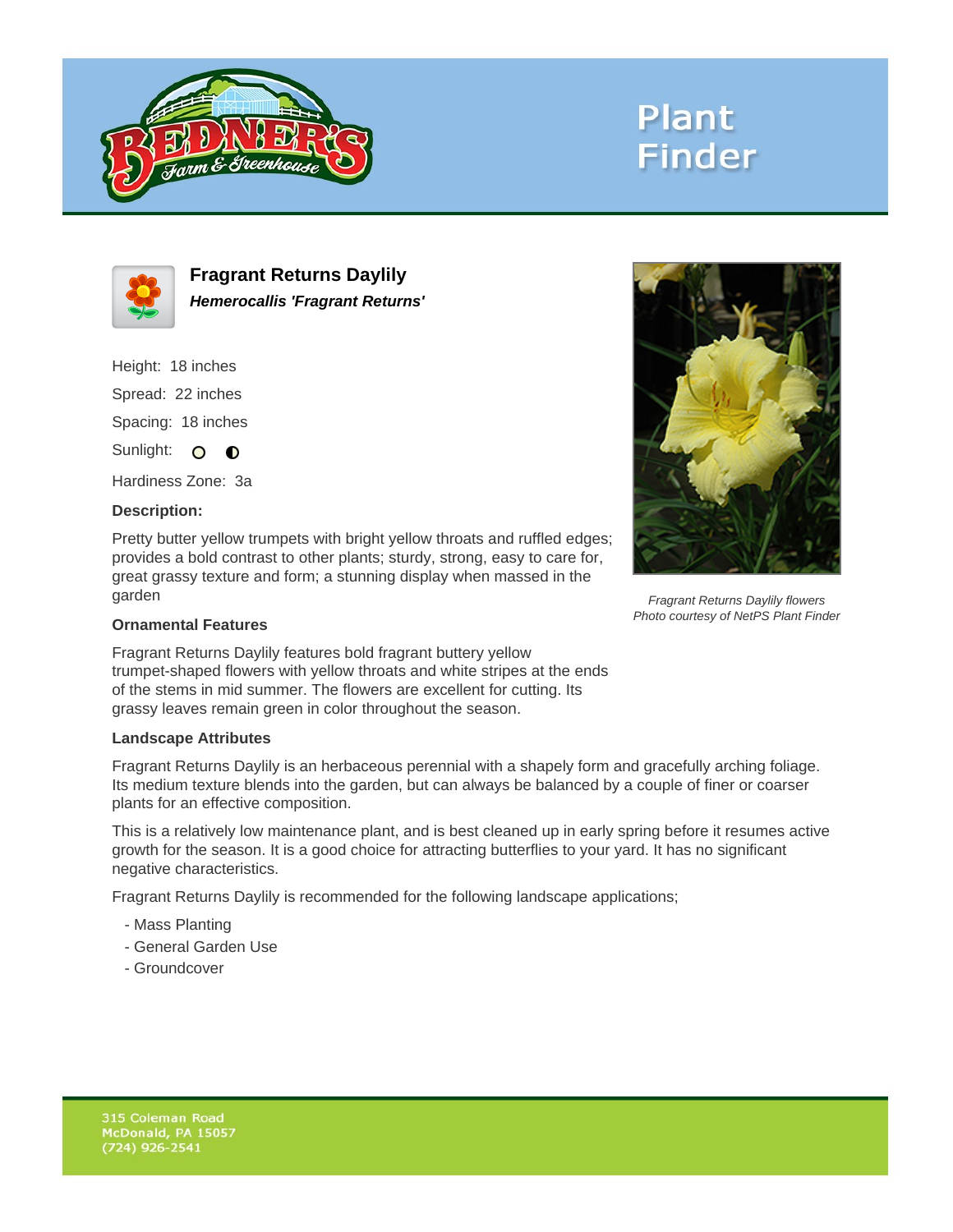Plant Finder

# Fragrant Returns Daylily

***Hemerocallis 'Fragrant Returns'***

Height: 18 inches

Spread: 22 inches

Spacing: 18 inches

Sunlight: ○ ◐

Hardiness Zone: 3a

**Description:**

Pretty butter yellow trumpets with bright yellow throats and ruffled edges; provides a bold contrast to other plants; sturdy, strong, easy to care for, great grassy texture and form; a stunning display when massed in the garden

*Fragrant Returns Daylily flowers*
*Photo courtesy of NetPS Plant Finder*

### Ornamental Features

Fragrant Returns Daylily features bold fragrant buttery yellow trumpet-shaped flowers with yellow throats and white stripes at the ends of the stems in mid summer. The flowers are excellent for cutting. Its grassy leaves remain green in color throughout the season.

### Landscape Attributes

Fragrant Returns Daylily is an herbaceous perennial with a shapely form and gracefully arching foliage. Its medium texture blends into the garden, but can always be balanced by a couple of finer or coarser plants for an effective composition.

This is a relatively low maintenance plant, and is best cleaned up in early spring before it resumes active growth for the season. It is a good choice for attracting butterflies to your yard. It has no significant negative characteristics.

Fragrant Returns Daylily is recommended for the following landscape applications;

- Mass Planting
- General Garden Use
- Groundcover

315 Coleman Road
McDonald, PA 15057
(724) 926-2541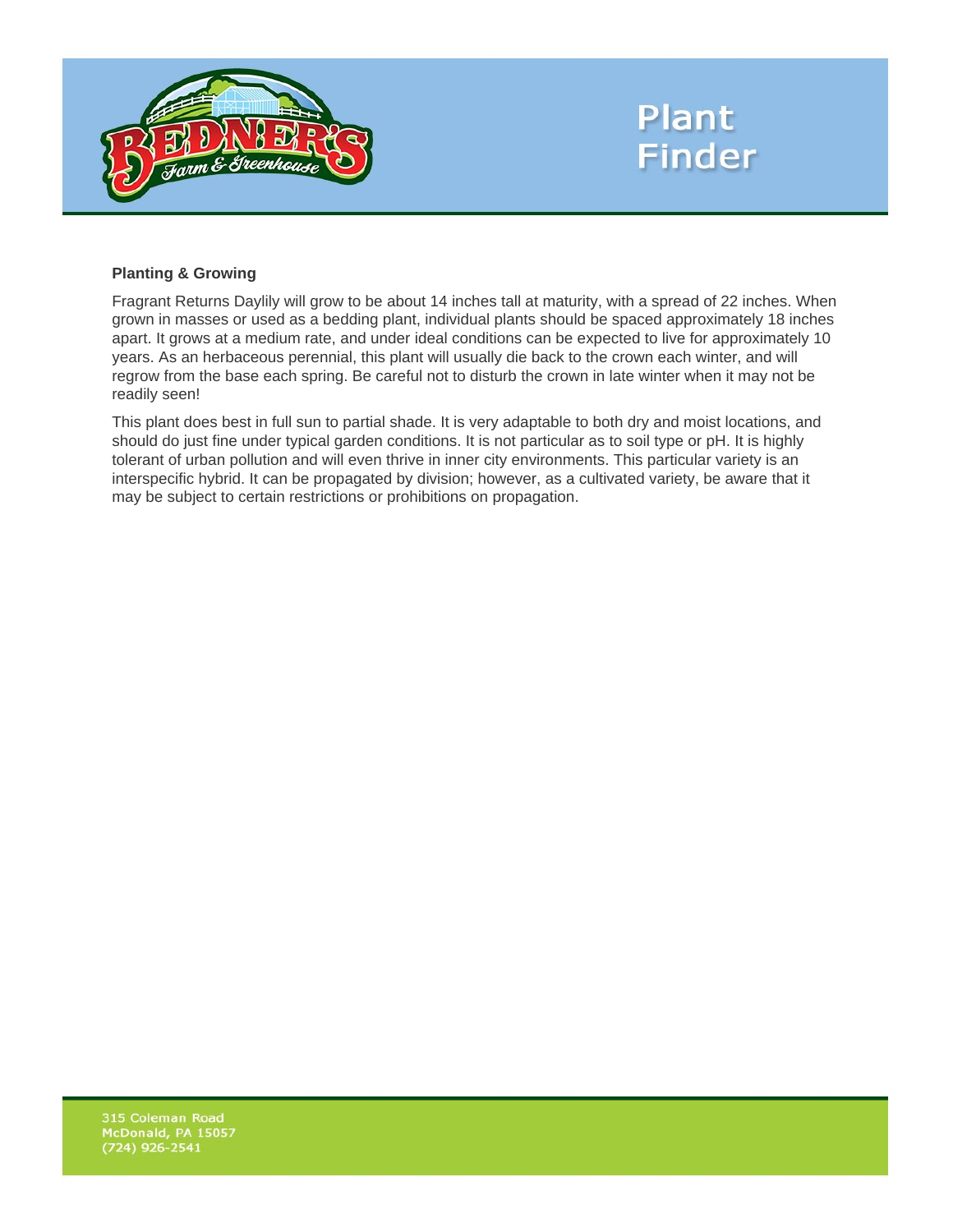## Planting & Growing

Fragrant Returns Daylily will grow to be about 14 inches tall at maturity, with a spread of 22 inches. When grown in masses or used as a bedding plant, individual plants should be spaced approximately 18 inches apart. It grows at a medium rate, and under ideal conditions can be expected to live for approximately 10 years. As an herbaceous perennial, this plant will usually die back to the crown each winter, and will regrow from the base each spring. Be careful not to disturb the crown in late winter when it may not be readily seen!

This plant does best in full sun to partial shade. It is very adaptable to both dry and moist locations, and should do just fine under typical garden conditions. It is not particular as to soil type or pH. It is highly tolerant of urban pollution and will even thrive in inner city environments. This particular variety is an interspecific hybrid. It can be propagated by division; however, as a cultivated variety, be aware that it may be subject to certain restrictions or prohibitions on propagation.